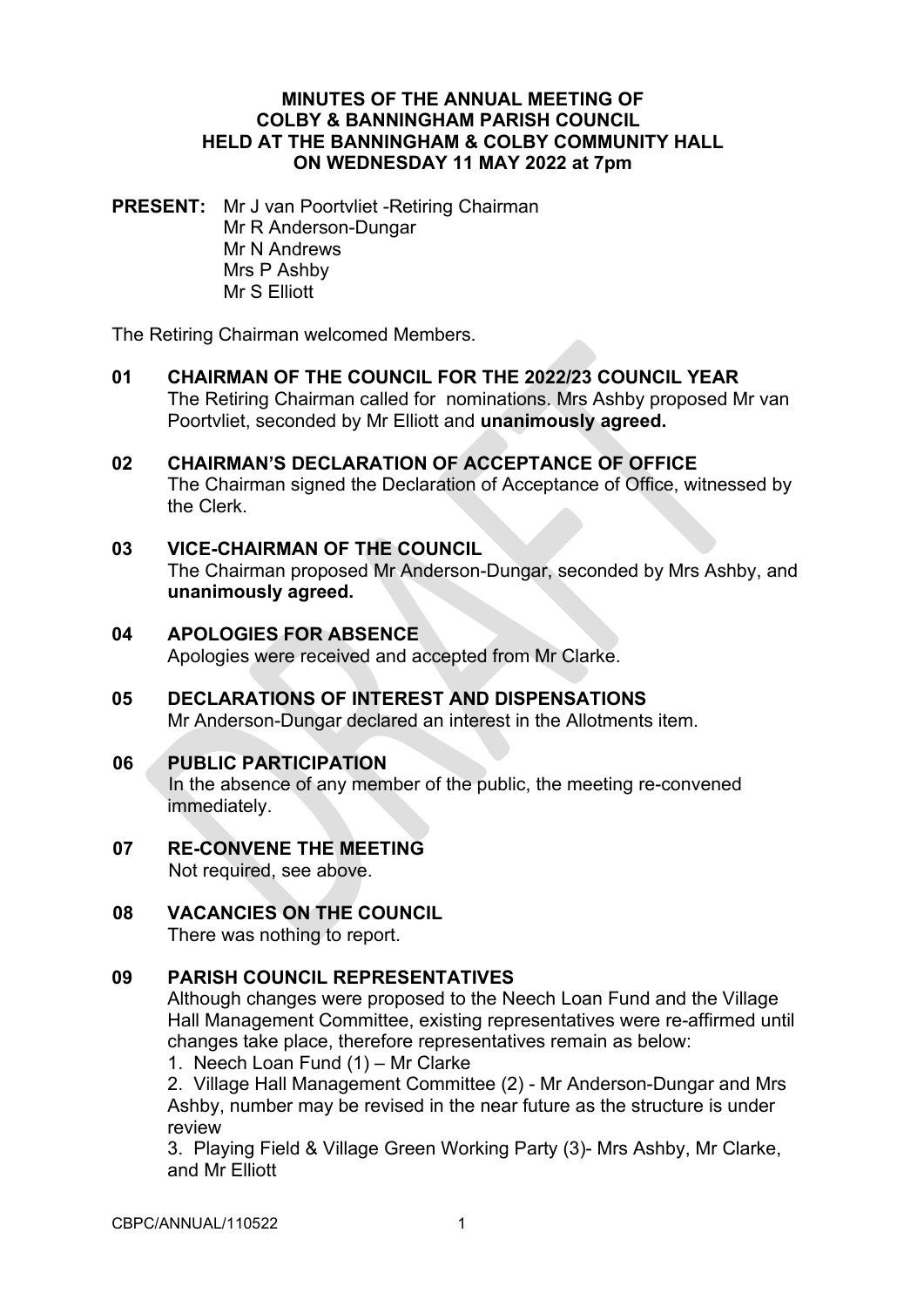**MINUTES OF THE ANNUAL MEETING OF COLBY & BANNINGHAM PARISH COUNCIL HELD AT THE BANNINGHAM & COLBY COMMUNITY HALL ON WEDNESDAY 11 MAY 2022 at 7pm**

**PRESENT:** Mr J van Poortvliet -Retiring Chairman
Mr R Anderson-Dungar
Mr N Andrews
Mrs P Ashby
Mr S Elliott

The Retiring Chairman welcomed Members.

**01 CHAIRMAN OF THE COUNCIL FOR THE 2022/23 COUNCIL YEAR**
The Retiring Chairman called for nominations. Mrs Ashby proposed Mr van Poortvliet, seconded by Mr Elliott and **unanimously agreed.**

**02 CHAIRMAN'S DECLARATION OF ACCEPTANCE OF OFFICE**
The Chairman signed the Declaration of Acceptance of Office, witnessed by the Clerk.

**03 VICE-CHAIRMAN OF THE COUNCIL**
The Chairman proposed Mr Anderson-Dungar, seconded by Mrs Ashby, and **unanimously agreed.**

**04 APOLOGIES FOR ABSENCE**
Apologies were received and accepted from Mr Clarke.

**05 DECLARATIONS OF INTEREST AND DISPENSATIONS**
Mr Anderson-Dungar declared an interest in the Allotments item.

**06 PUBLIC PARTICIPATION**
In the absence of any member of the public, the meeting re-convened immediately.

**07 RE-CONVENE THE MEETING**
Not required, see above.

**08 VACANCIES ON THE COUNCIL**
There was nothing to report.

**09 PARISH COUNCIL REPRESENTATIVES**
Although changes were proposed to the Neech Loan Fund and the Village Hall Management Committee, existing representatives were re-affirmed until changes take place, therefore representatives remain as below:

1. Neech Loan Fund (1) – Mr Clarke
2. Village Hall Management Committee (2) - Mr Anderson-Dungar and Mrs Ashby, number may be revised in the near future as the structure is under review
3. Playing Field & Village Green Working Party (3)- Mrs Ashby, Mr Clarke, and Mr Elliott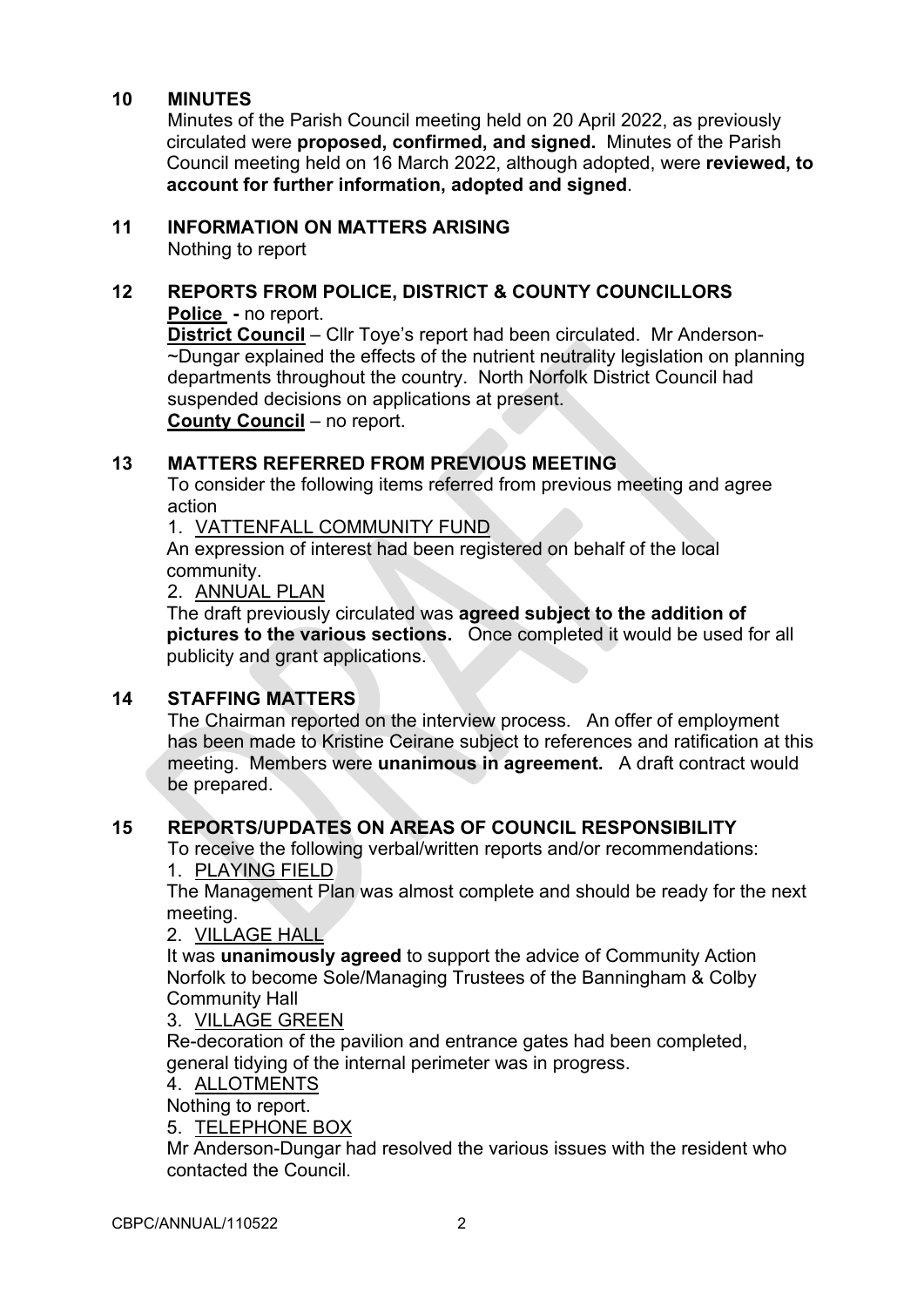## 10 MINUTES

Minutes of the Parish Council meeting held on 20 April 2022, as previously circulated were **proposed, confirmed, and signed.** Minutes of the Parish Council meeting held on 16 March 2022, although adopted, were **reviewed, to account for further information, adopted and signed**.

## 11 INFORMATION ON MATTERS ARISING

Nothing to report

## 12 REPORTS FROM POLICE, DISTRICT & COUNTY COUNCILLORS

**Police -** no report.

**District Council** – Cllr Toye's report had been circulated. Mr Anderson-~Dungar explained the effects of the nutrient neutrality legislation on planning departments throughout the country. North Norfolk District Council had suspended decisions on applications at present.

**County Council** – no report.

## 13 MATTERS REFERRED FROM PREVIOUS MEETING

To consider the following items referred from previous meeting and agree action

1. VATTENFALL COMMUNITY FUND

An expression of interest had been registered on behalf of the local community.

2. ANNUAL PLAN

The draft previously circulated was **agreed subject to the addition of pictures to the various sections.** Once completed it would be used for all publicity and grant applications.

## 14 STAFFING MATTERS

The Chairman reported on the interview process. An offer of employment has been made to Kristine Ceirane subject to references and ratification at this meeting. Members were **unanimous in agreement.** A draft contract would be prepared.

## 15 REPORTS/UPDATES ON AREAS OF COUNCIL RESPONSIBILITY

To receive the following verbal/written reports and/or recommendations:

1. PLAYING FIELD

The Management Plan was almost complete and should be ready for the next meeting.

2. VILLAGE HALL

It was **unanimously agreed** to support the advice of Community Action Norfolk to become Sole/Managing Trustees of the Banningham & Colby Community Hall

3. VILLAGE GREEN

Re-decoration of the pavilion and entrance gates had been completed, general tidying of the internal perimeter was in progress.

4. ALLOTMENTS

Nothing to report.

5. TELEPHONE BOX

Mr Anderson-Dungar had resolved the various issues with the resident who contacted the Council.

CBPC/ANNUAL/110522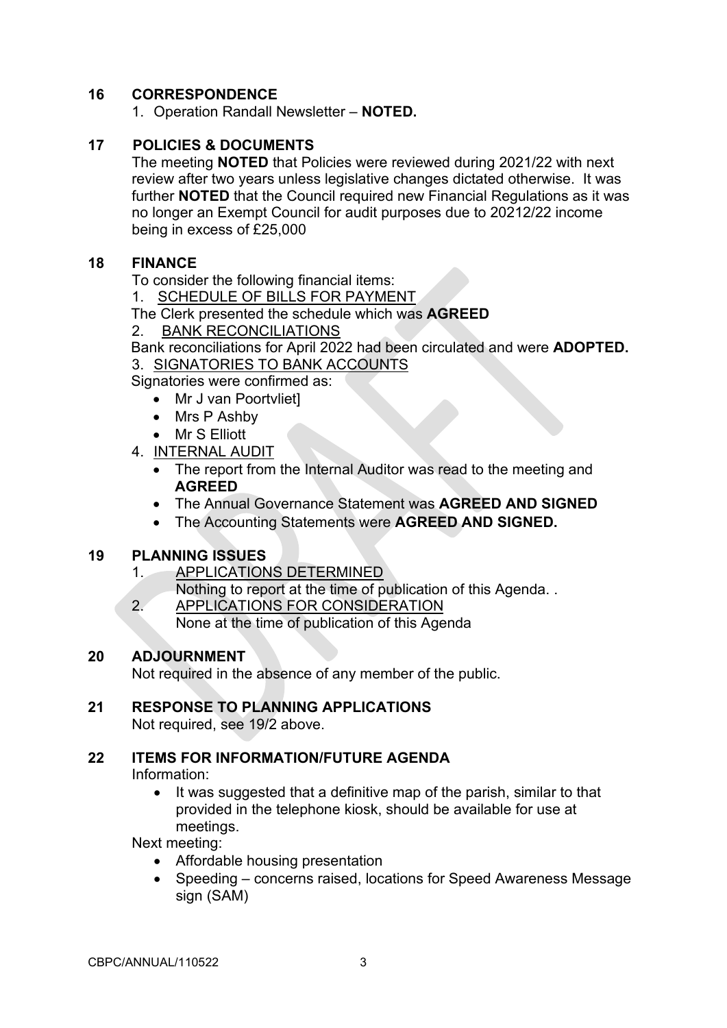## 16 CORRESPONDENCE

1. Operation Randall Newsletter – **NOTED.**

## 17 POLICIES & DOCUMENTS

The meeting **NOTED** that Policies were reviewed during 2021/22 with next review after two years unless legislative changes dictated otherwise. It was further **NOTED** that the Council required new Financial Regulations as it was no longer an Exempt Council for audit purposes due to 20212/22 income being in excess of £25,000

## 18 FINANCE

To consider the following financial items:

1. <u>SCHEDULE OF BILLS FOR PAYMENT</u>

The Clerk presented the schedule which was **AGREED**

2. <u>BANK RECONCILIATIONS</u>

Bank reconciliations for April 2022 had been circulated and were **ADOPTED.**

3. <u>SIGNATORIES TO BANK ACCOUNTS</u>

Signatories were confirmed as:

- Mr J van Poortvliet]
- Mrs P Ashby
- Mr S Elliott

4. <u>INTERNAL AUDIT</u>
   - The report from the Internal Auditor was read to the meeting and **AGREED**
   - The Annual Governance Statement was **AGREED AND SIGNED**
   - The Accounting Statements were **AGREED AND SIGNED.**

## 19 PLANNING ISSUES

1. <u>APPLICATIONS DETERMINED</u>
   Nothing to report at the time of publication of this Agenda. .
2. <u>APPLICATIONS FOR CONSIDERATION</u>
   None at the time of publication of this Agenda

## 20 ADJOURNMENT

Not required in the absence of any member of the public.

## 21 RESPONSE TO PLANNING APPLICATIONS

Not required, see 19/2 above.

## 22 ITEMS FOR INFORMATION/FUTURE AGENDA

Information:

- It was suggested that a definitive map of the parish, similar to that provided in the telephone kiosk, should be available for use at meetings.

Next meeting:

- Affordable housing presentation
- Speeding – concerns raised, locations for Speed Awareness Message sign (SAM)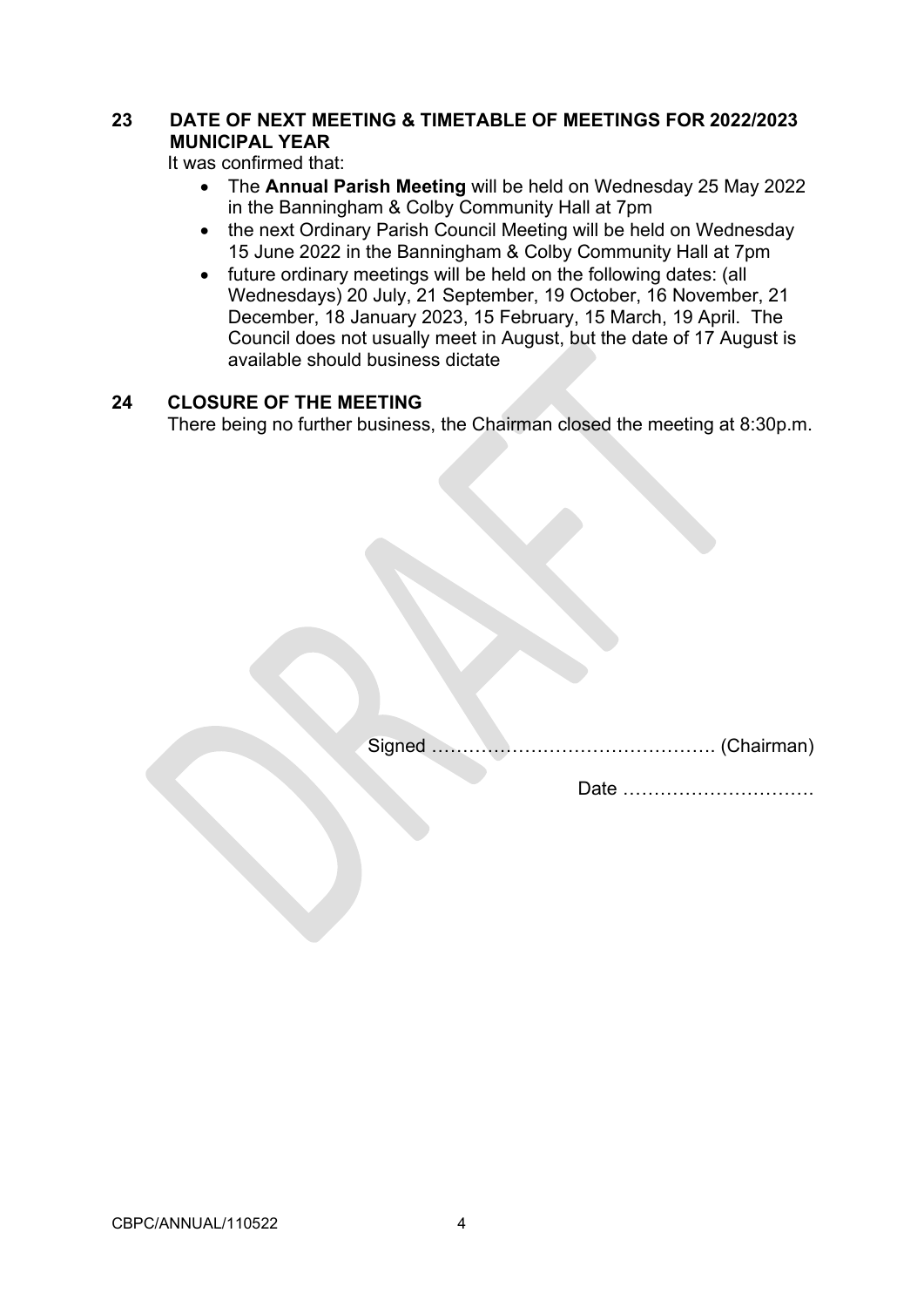## 23 DATE OF NEXT MEETING & TIMETABLE OF MEETINGS FOR 2022/2023 MUNICIPAL YEAR

It was confirmed that:

- The **Annual Parish Meeting** will be held on Wednesday 25 May 2022 in the Banningham & Colby Community Hall at 7pm
- the next Ordinary Parish Council Meeting will be held on Wednesday 15 June 2022 in the Banningham & Colby Community Hall at 7pm
- future ordinary meetings will be held on the following dates: (all Wednesdays) 20 July, 21 September, 19 October, 16 November, 21 December, 18 January 2023, 15 February, 15 March, 19 April. The Council does not usually meet in August, but the date of 17 August is available should business dictate

## 24 CLOSURE OF THE MEETING

There being no further business, the Chairman closed the meeting at 8:30p.m.

Signed ………………………………………. (Chairman)

Date …………………………

CBPC/ANNUAL/110522